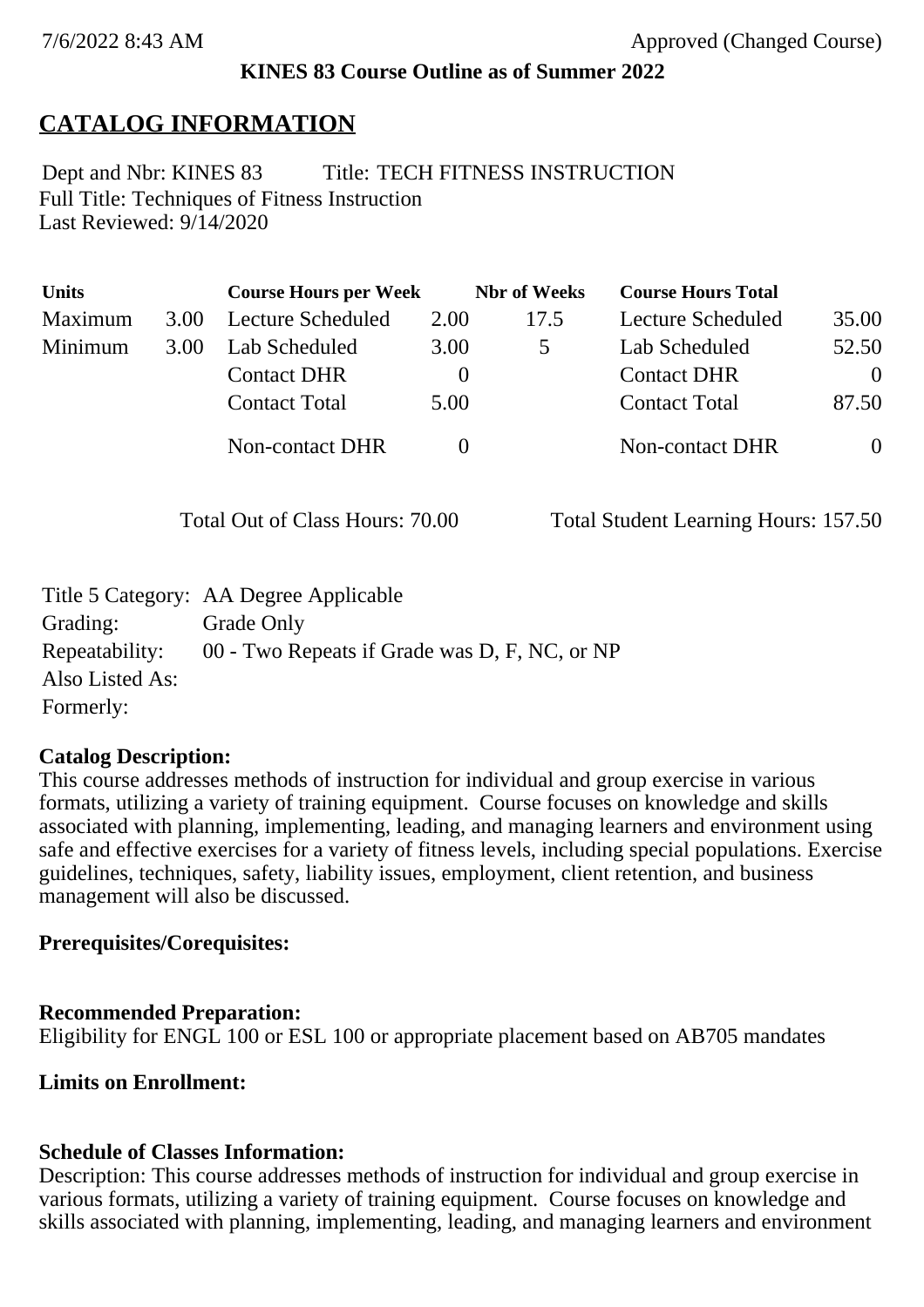7/6/2022 8:43 AM Approved (Changed Course)

**KINES 83 Course Outline as of Summer 2022**

# CATALOG INFORMATION

Dept and Nbr: KINES 83 Title: TECH FITNESS INSTRUCTION
Full Title: Techniques of Fitness Instruction
Last Reviewed: 9/14/2020

| Units | | Course Hours per Week | | Nbr of Weeks | Course Hours Total | |
|---|---|---|---|---|---|---|
| Maximum | 3.00 | Lecture Scheduled | 2.00 | 17.5 | Lecture Scheduled | 35.00 |
| Minimum | 3.00 | Lab Scheduled | 3.00 | 5 | Lab Scheduled | 52.50 |
| | | Contact DHR | 0 | | Contact DHR | 0 |
| | | Contact Total | 5.00 | | Contact Total | 87.50 |
| | | Non-contact DHR | 0 | | Non-contact DHR | 0 |

Total Out of Class Hours: 70.00 Total Student Learning Hours: 157.50

Title 5 Category: AA Degree Applicable
Grading: Grade Only
Repeatability: 00 - Two Repeats if Grade was D, F, NC, or NP
Also Listed As:
Formerly:

**Catalog Description:**
This course addresses methods of instruction for individual and group exercise in various formats, utilizing a variety of training equipment. Course focuses on knowledge and skills associated with planning, implementing, leading, and managing learners and environment using safe and effective exercises for a variety of fitness levels, including special populations. Exercise guidelines, techniques, safety, liability issues, employment, client retention, and business management will also be discussed.

**Prerequisites/Corequisites:**

**Recommended Preparation:**
Eligibility for ENGL 100 or ESL 100 or appropriate placement based on AB705 mandates

**Limits on Enrollment:**

**Schedule of Classes Information:**
Description: This course addresses methods of instruction for individual and group exercise in various formats, utilizing a variety of training equipment. Course focuses on knowledge and skills associated with planning, implementing, leading, and managing learners and environment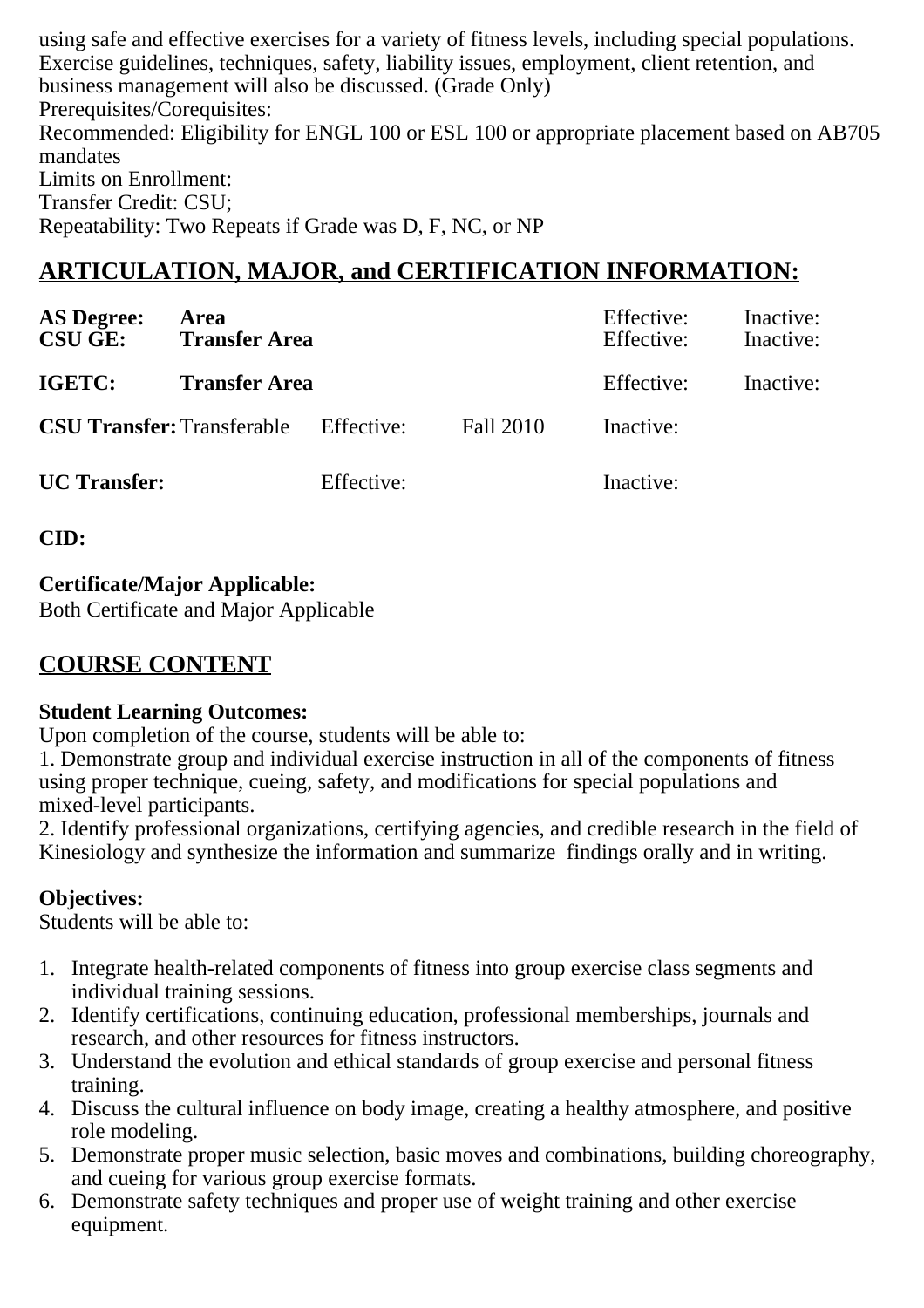using safe and effective exercises for a variety of fitness levels, including special populations. Exercise guidelines, techniques, safety, liability issues, employment, client retention, and business management will also be discussed. (Grade Only)
Prerequisites/Corequisites:
Recommended: Eligibility for ENGL 100 or ESL 100 or appropriate placement based on AB705 mandates
Limits on Enrollment:
Transfer Credit: CSU;
Repeatability: Two Repeats if Grade was D, F, NC, or NP

## ARTICULATION, MAJOR, and CERTIFICATION INFORMATION:

| | | | | | |
|---|---|---|---|---|---|
| **AS Degree:** | **Area** | | | Effective: | Inactive: |
| **CSU GE:** | **Transfer Area** | | | Effective: | Inactive: |
| **IGETC:** | **Transfer Area** | | | Effective: | Inactive: |
| **CSU Transfer:** | Transferable | Effective: | Fall 2010 | Inactive: | |
| **UC Transfer:** | | Effective: | | Inactive: | |

**CID:**

**Certificate/Major Applicable:**
Both Certificate and Major Applicable

## COURSE CONTENT

**Student Learning Outcomes:**
Upon completion of the course, students will be able to:
1. Demonstrate group and individual exercise instruction in all of the components of fitness using proper technique, cueing, safety, and modifications for special populations and mixed-level participants.
2. Identify professional organizations, certifying agencies, and credible research in the field of Kinesiology and synthesize the information and summarize findings orally and in writing.

**Objectives:**
Students will be able to:

1. Integrate health-related components of fitness into group exercise class segments and individual training sessions.
2. Identify certifications, continuing education, professional memberships, journals and research, and other resources for fitness instructors.
3. Understand the evolution and ethical standards of group exercise and personal fitness training.
4. Discuss the cultural influence on body image, creating a healthy atmosphere, and positive role modeling.
5. Demonstrate proper music selection, basic moves and combinations, building choreography, and cueing for various group exercise formats.
6. Demonstrate safety techniques and proper use of weight training and other exercise equipment.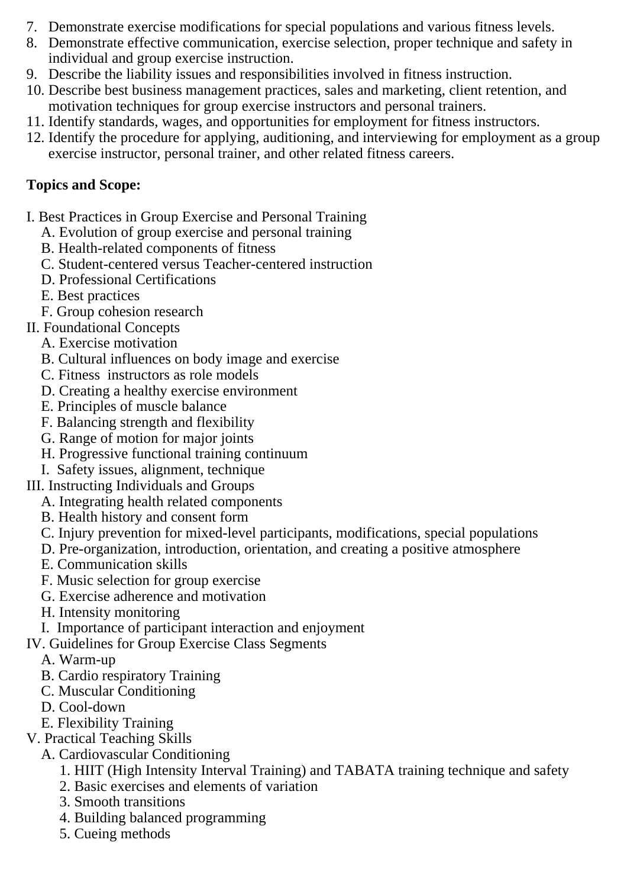7. Demonstrate exercise modifications for special populations and various fitness levels.
8. Demonstrate effective communication, exercise selection, proper technique and safety in individual and group exercise instruction.
9. Describe the liability issues and responsibilities involved in fitness instruction.
10. Describe best business management practices, sales and marketing, client retention, and motivation techniques for group exercise instructors and personal trainers.
11. Identify standards, wages, and opportunities for employment for fitness instructors.
12. Identify the procedure for applying, auditioning, and interviewing for employment as a group exercise instructor, personal trainer, and other related fitness careers.

**Topics and Scope:**

I. Best Practices in Group Exercise and Personal Training
- A. Evolution of group exercise and personal training
- B. Health-related components of fitness
- C. Student-centered versus Teacher-centered instruction
- D. Professional Certifications
- E. Best practices
- F. Group cohesion research

II. Foundational Concepts
- A. Exercise motivation
- B. Cultural influences on body image and exercise
- C. Fitness instructors as role models
- D. Creating a healthy exercise environment
- E. Principles of muscle balance
- F. Balancing strength and flexibility
- G. Range of motion for major joints
- H. Progressive functional training continuum
- I. Safety issues, alignment, technique

III. Instructing Individuals and Groups
- A. Integrating health related components
- B. Health history and consent form
- C. Injury prevention for mixed-level participants, modifications, special populations
- D. Pre-organization, introduction, orientation, and creating a positive atmosphere
- E. Communication skills
- F. Music selection for group exercise
- G. Exercise adherence and motivation
- H. Intensity monitoring
- I. Importance of participant interaction and enjoyment

IV. Guidelines for Group Exercise Class Segments
- A. Warm-up
- B. Cardio respiratory Training
- C. Muscular Conditioning
- D. Cool-down
- E. Flexibility Training

V. Practical Teaching Skills
- A. Cardiovascular Conditioning
  1. HIIT (High Intensity Interval Training) and TABATA training technique and safety
  2. Basic exercises and elements of variation
  3. Smooth transitions
  4. Building balanced programming
  5. Cueing methods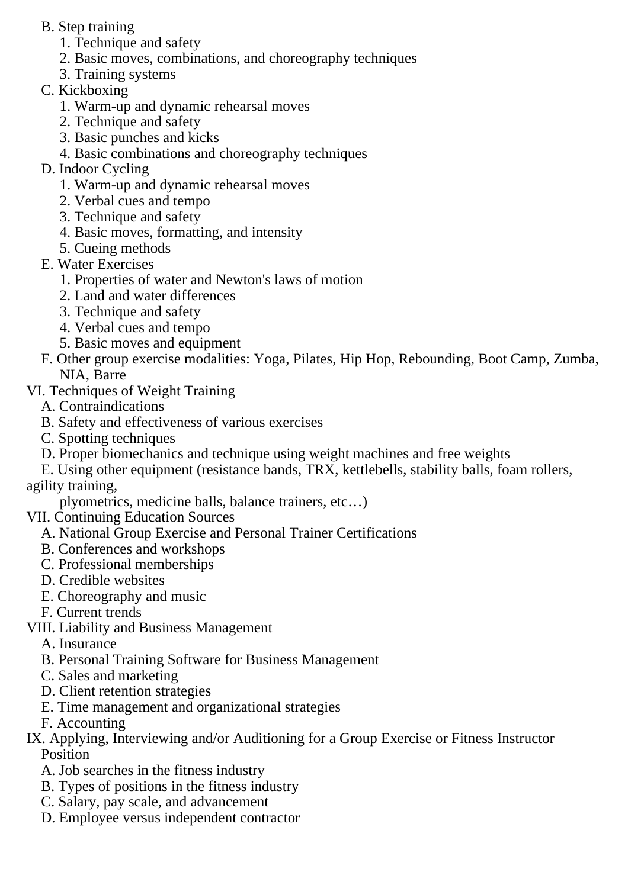B. Step training
      1. Technique and safety
      2. Basic moves, combinations, and choreography techniques
      3. Training systems
   C. Kickboxing
      1. Warm-up and dynamic rehearsal moves
      2. Technique and safety
      3. Basic punches and kicks
      4. Basic combinations and choreography techniques
   D. Indoor Cycling
      1. Warm-up and dynamic rehearsal moves
      2. Verbal cues and tempo
      3. Technique and safety
      4. Basic moves, formatting, and intensity
      5. Cueing methods
   E. Water Exercises
      1. Properties of water and Newton's laws of motion
      2. Land and water differences
      3. Technique and safety
      4. Verbal cues and tempo
      5. Basic moves and equipment
   F. Other group exercise modalities: Yoga, Pilates, Hip Hop, Rebounding, Boot Camp, Zumba, NIA, Barre

VI. Techniques of Weight Training
   A. Contraindications
   B. Safety and effectiveness of various exercises
   C. Spotting techniques
   D. Proper biomechanics and technique using weight machines and free weights
   E. Using other equipment (resistance bands, TRX, kettlebells, stability balls, foam rollers, agility training, plyometrics, medicine balls, balance trainers, etc…)

VII. Continuing Education Sources
   A. National Group Exercise and Personal Trainer Certifications
   B. Conferences and workshops
   C. Professional memberships
   D. Credible websites
   E. Choreography and music
   F. Current trends

VIII. Liability and Business Management
   A. Insurance
   B. Personal Training Software for Business Management
   C. Sales and marketing
   D. Client retention strategies
   E. Time management and organizational strategies
   F. Accounting

IX. Applying, Interviewing and/or Auditioning for a Group Exercise or Fitness Instructor Position
   A. Job searches in the fitness industry
   B. Types of positions in the fitness industry
   C. Salary, pay scale, and advancement
   D. Employee versus independent contractor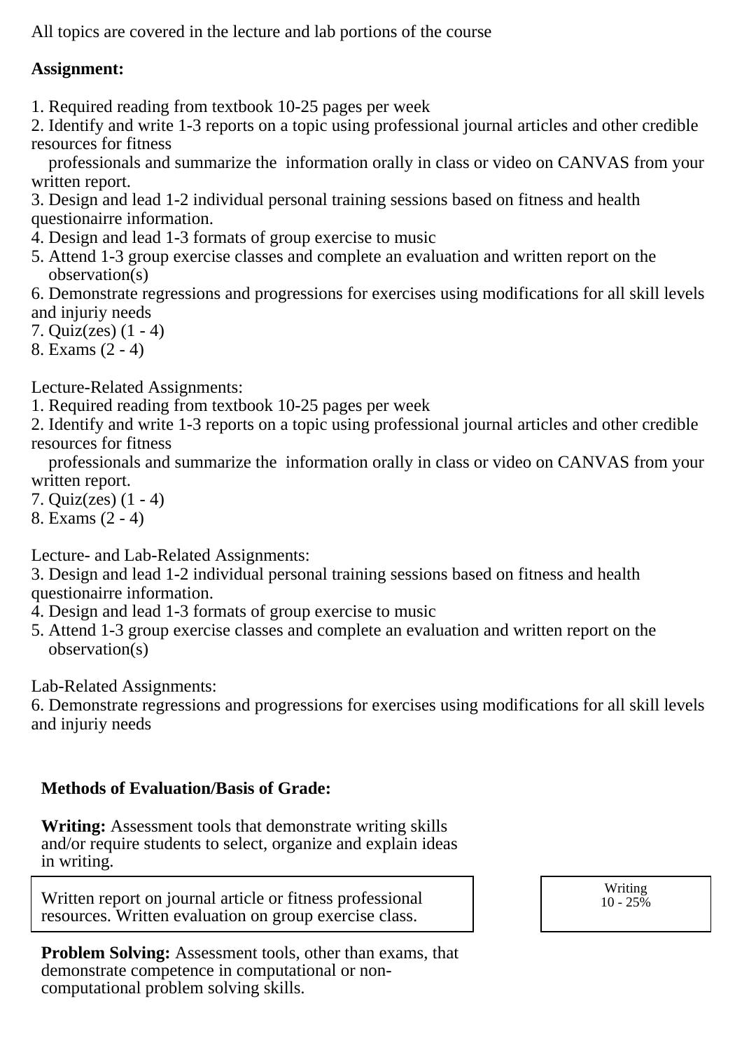All topics are covered in the lecture and lab portions of the course

**Assignment:**

1. Required reading from textbook 10-25 pages per week
2. Identify and write 1-3 reports on a topic using professional journal articles and other credible resources for fitness
   professionals and summarize the information orally in class or video on CANVAS from your written report.
3. Design and lead 1-2 individual personal training sessions based on fitness and health questionairre information.
4. Design and lead 1-3 formats of group exercise to music
5. Attend 1-3 group exercise classes and complete an evaluation and written report on the
   observation(s)
6. Demonstrate regressions and progressions for exercises using modifications for all skill levels and injuriy needs
7. Quiz(zes) (1 - 4)
8. Exams (2 - 4)

Lecture-Related Assignments:
1. Required reading from textbook 10-25 pages per week
2. Identify and write 1-3 reports on a topic using professional journal articles and other credible resources for fitness
   professionals and summarize the information orally in class or video on CANVAS from your written report.
7. Quiz(zes) (1 - 4)
8. Exams (2 - 4)

Lecture- and Lab-Related Assignments:
3. Design and lead 1-2 individual personal training sessions based on fitness and health questionairre information.
4. Design and lead 1-3 formats of group exercise to music
5. Attend 1-3 group exercise classes and complete an evaluation and written report on the
   observation(s)

Lab-Related Assignments:
6. Demonstrate regressions and progressions for exercises using modifications for all skill levels and injuriy needs

**Methods of Evaluation/Basis of Grade:**

**Writing:** Assessment tools that demonstrate writing skills and/or require students to select, organize and explain ideas in writing.

| Written report on journal article or fitness professional resources. Written evaluation on group exercise class. | Writing<br>10 - 25% |
|---|---|

**Problem Solving:** Assessment tools, other than exams, that demonstrate competence in computational or non-computational problem solving skills.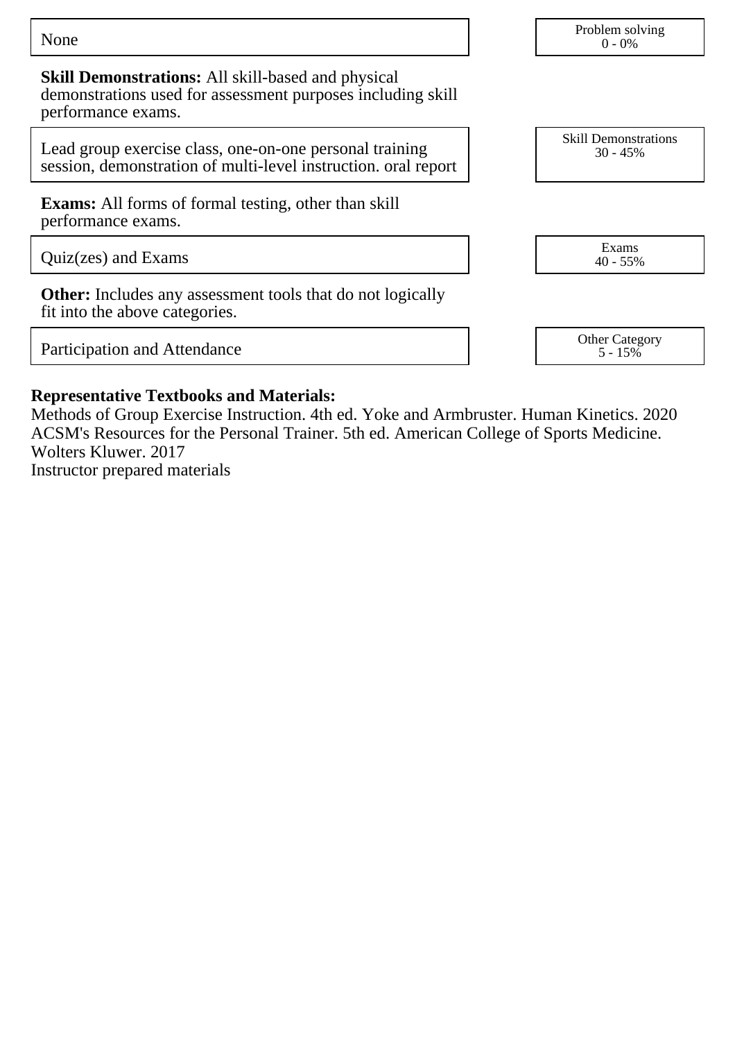None

Problem solving
0 - 0%

**Skill Demonstrations:** All skill-based and physical demonstrations used for assessment purposes including skill performance exams.

Lead group exercise class, one-on-one personal training session, demonstration of multi-level instruction. oral report

Skill Demonstrations
30 - 45%

**Exams:** All forms of formal testing, other than skill performance exams.

Quiz(zes) and Exams

Exams
40 - 55%

**Other:** Includes any assessment tools that do not logically fit into the above categories.

Participation and Attendance

Other Category
5 - 15%

**Representative Textbooks and Materials:**

Methods of Group Exercise Instruction. 4th ed. Yoke and Armbruster. Human Kinetics. 2020
ACSM's Resources for the Personal Trainer. 5th ed. American College of Sports Medicine. Wolters Kluwer. 2017
Instructor prepared materials